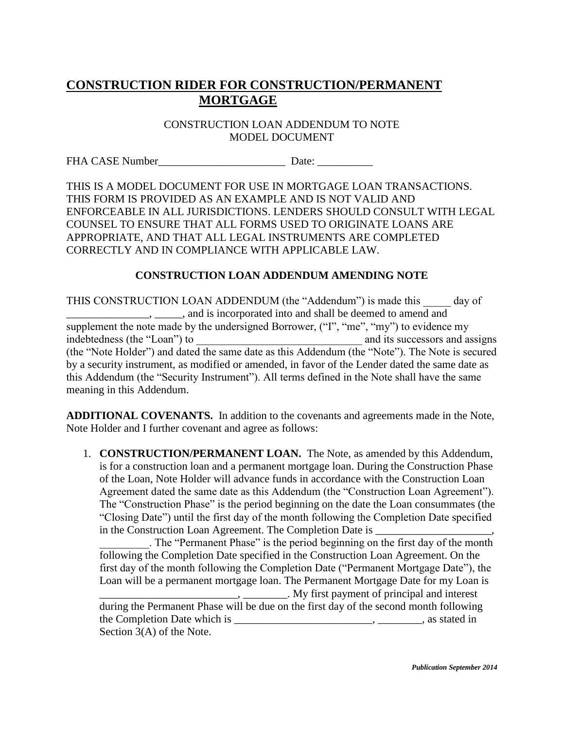# CONSTRUCTION RIDER FOR CONSTRUCTION/PERMANENT MORTGAGE

CONSTRUCTION LOAN ADDENDUM TO NOTE
MODEL DOCUMENT

FHA CASE Number_______________________ Date: __________

THIS IS A MODEL DOCUMENT FOR USE IN MORTGAGE LOAN TRANSACTIONS. THIS FORM IS PROVIDED AS AN EXAMPLE AND IS NOT VALID AND ENFORCEABLE IN ALL JURISDICTIONS. LENDERS SHOULD CONSULT WITH LEGAL COUNSEL TO ENSURE THAT ALL FORMS USED TO ORIGINATE LOANS ARE APPROPRIATE, AND THAT ALL LEGAL INSTRUMENTS ARE COMPLETED CORRECTLY AND IN COMPLIANCE WITH APPLICABLE LAW.

**CONSTRUCTION LOAN ADDENDUM AMENDING NOTE**

THIS CONSTRUCTION LOAN ADDENDUM (the "Addendum") is made this _____ day of _______________, _____, and is incorporated into and shall be deemed to amend and supplement the note made by the undersigned Borrower, ("I", "me", "my") to evidence my indebtedness (the "Loan") to ______________________________ and its successors and assigns (the "Note Holder") and dated the same date as this Addendum (the "Note"). The Note is secured by a security instrument, as modified or amended, in favor of the Lender dated the same date as this Addendum (the "Security Instrument"). All terms defined in the Note shall have the same meaning in this Addendum.

**ADDITIONAL COVENANTS.** In addition to the covenants and agreements made in the Note, Note Holder and I further covenant and agree as follows:

1. **CONSTRUCTION/PERMANENT LOAN.** The Note, as amended by this Addendum, is for a construction loan and a permanent mortgage loan. During the Construction Phase of the Loan, Note Holder will advance funds in accordance with the Construction Loan Agreement dated the same date as this Addendum (the "Construction Loan Agreement"). The "Construction Phase" is the period beginning on the date the Loan consummates (the "Closing Date") until the first day of the month following the Completion Date specified in the Construction Loan Agreement. The Completion Date is _____________________, _________. The "Permanent Phase" is the period beginning on the first day of the month following the Completion Date specified in the Construction Loan Agreement. On the first day of the month following the Completion Date ("Permanent Mortgage Date"), the Loan will be a permanent mortgage loan. The Permanent Mortgage Date for my Loan is _________________________, ________. My first payment of principal and interest during the Permanent Phase will be due on the first day of the second month following the Completion Date which is _________________________, ________, as stated in Section 3(A) of the Note.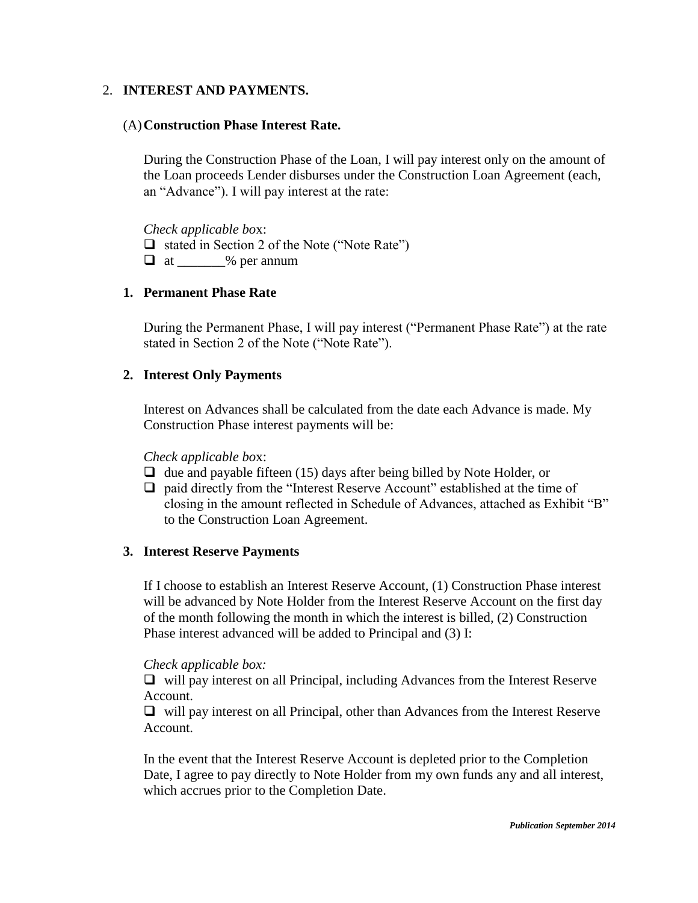2. **INTEREST AND PAYMENTS.**

(A) **Construction Phase Interest Rate.**

During the Construction Phase of the Loan, I will pay interest only on the amount of the Loan proceeds Lender disburses under the Construction Loan Agreement (each, an "Advance"). I will pay interest at the rate:

*Check applicable box*:

- ☐ stated in Section 2 of the Note ("Note Rate")
- ☐ at _______% per annum

**1. Permanent Phase Rate**

During the Permanent Phase, I will pay interest ("Permanent Phase Rate") at the rate stated in Section 2 of the Note ("Note Rate").

**2. Interest Only Payments**

Interest on Advances shall be calculated from the date each Advance is made. My Construction Phase interest payments will be:

*Check applicable box*:

- ☐ due and payable fifteen (15) days after being billed by Note Holder, or
- ☐ paid directly from the "Interest Reserve Account" established at the time of closing in the amount reflected in Schedule of Advances, attached as Exhibit "B" to the Construction Loan Agreement.

**3. Interest Reserve Payments**

If I choose to establish an Interest Reserve Account, (1) Construction Phase interest will be advanced by Note Holder from the Interest Reserve Account on the first day of the month following the month in which the interest is billed, (2) Construction Phase interest advanced will be added to Principal and (3) I:

*Check applicable box:*

☐ will pay interest on all Principal, including Advances from the Interest Reserve Account.

☐ will pay interest on all Principal, other than Advances from the Interest Reserve Account.

In the event that the Interest Reserve Account is depleted prior to the Completion Date, I agree to pay directly to Note Holder from my own funds any and all interest, which accrues prior to the Completion Date.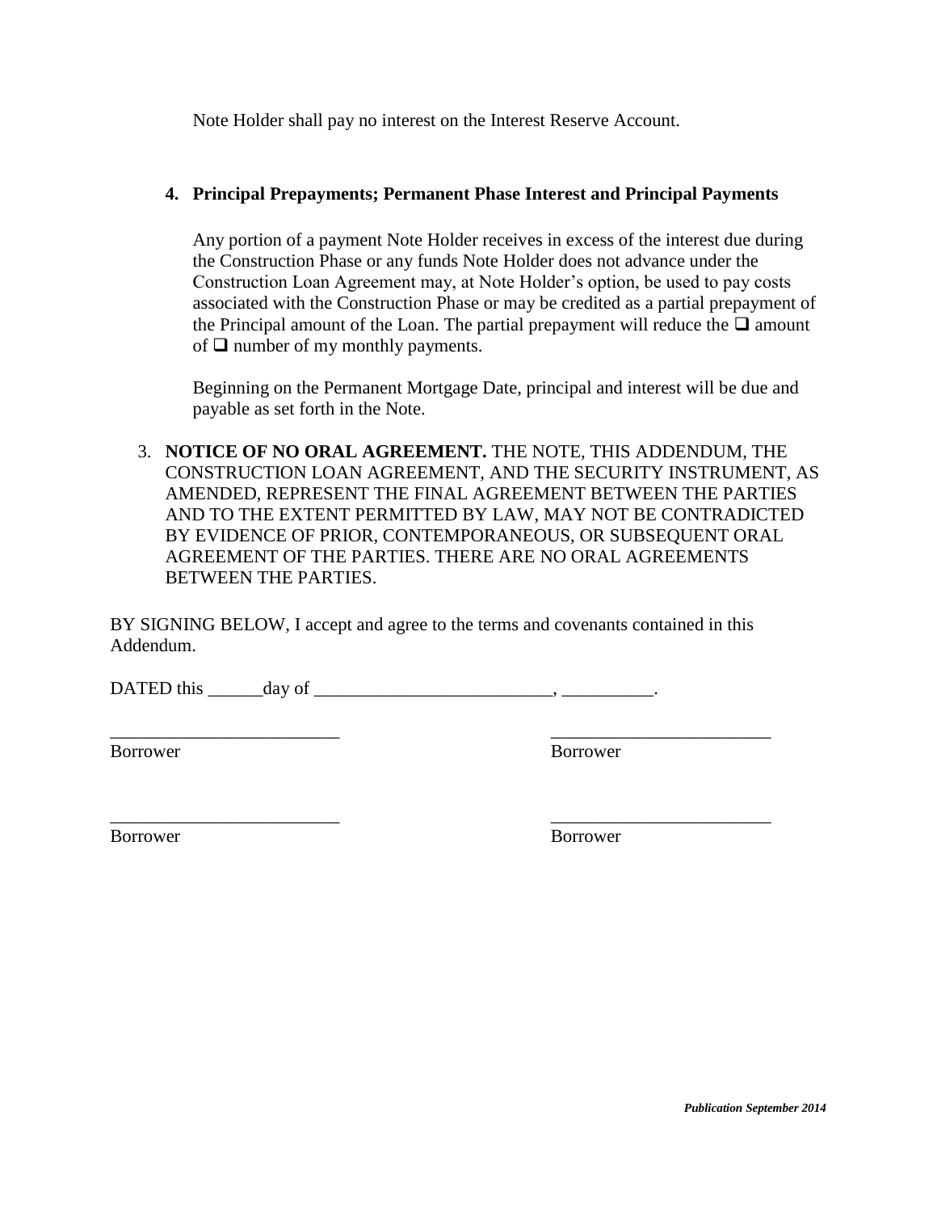Note Holder shall pay no interest on the Interest Reserve Account.

4. **Principal Prepayments; Permanent Phase Interest and Principal Payments**

   Any portion of a payment Note Holder receives in excess of the interest due during the Construction Phase or any funds Note Holder does not advance under the Construction Loan Agreement may, at Note Holder's option, be used to pay costs associated with the Construction Phase or may be credited as a partial prepayment of the Principal amount of the Loan. The partial prepayment will reduce the ❑ amount of ❑ number of my monthly payments.

   Beginning on the Permanent Mortgage Date, principal and interest will be due and payable as set forth in the Note.

3. **NOTICE OF NO ORAL AGREEMENT.** THE NOTE, THIS ADDENDUM, THE CONSTRUCTION LOAN AGREEMENT, AND THE SECURITY INSTRUMENT, AS AMENDED, REPRESENT THE FINAL AGREEMENT BETWEEN THE PARTIES AND TO THE EXTENT PERMITTED BY LAW, MAY NOT BE CONTRADICTED BY EVIDENCE OF PRIOR, CONTEMPORANEOUS, OR SUBSEQUENT ORAL AGREEMENT OF THE PARTIES. THERE ARE NO ORAL AGREEMENTS BETWEEN THE PARTIES.

BY SIGNING BELOW, I accept and agree to the terms and covenants contained in this Addendum.

DATED this ______day of __________________________, __________.

_________________________ _________________________
Borrower Borrower

_________________________ _________________________
Borrower Borrower

***Publication September 2014***